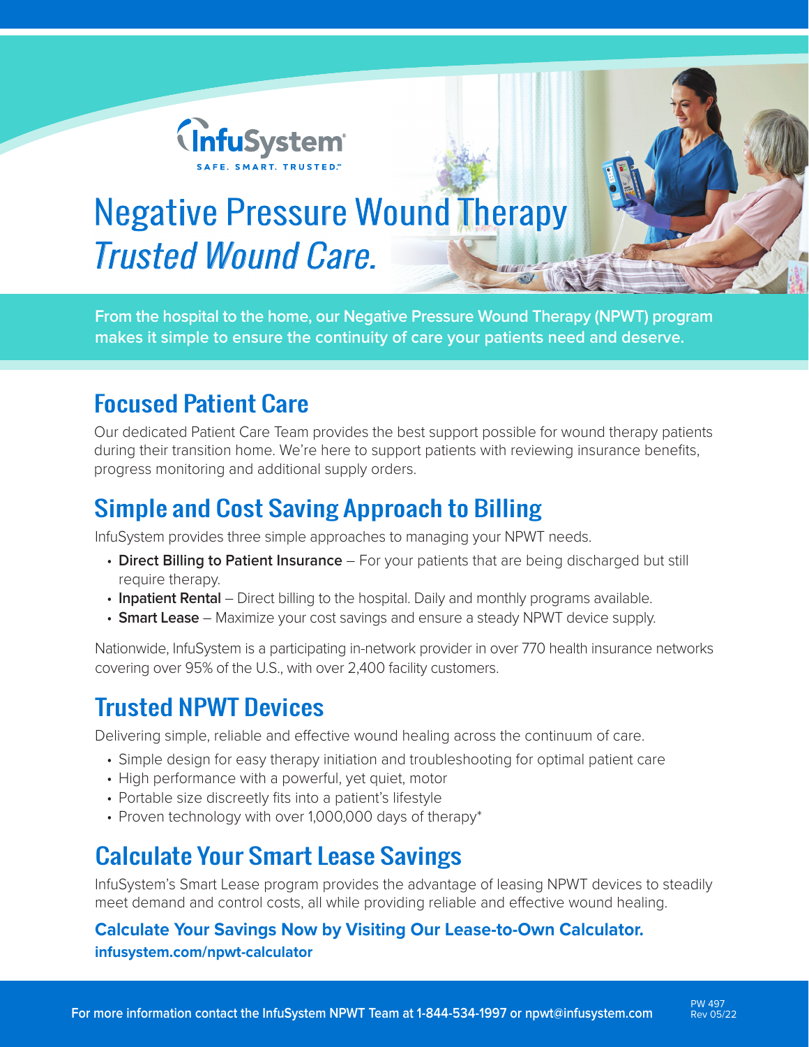InfuSystem

SAFE. SMART. TRUSTED.℠

# Negative Pressure Wound Therapy *Trusted Wound Care.*

**From the hospital to the home, our Negative Pressure Wound Therapy (NPWT) program makes it simple to ensure the continuity of care your patients need and deserve.**

## Focused Patient Care

Our dedicated Patient Care Team provides the best support possible for wound therapy patients during their transition home. We're here to support patients with reviewing insurance benefits, progress monitoring and additional supply orders.

## Simple and Cost Saving Approach to Billing

InfuSystem provides three simple approaches to managing your NPWT needs.

- **Direct Billing to Patient Insurance** – For your patients that are being discharged but still require therapy.
- **Inpatient Rental** – Direct billing to the hospital. Daily and monthly programs available.
- **Smart Lease** – Maximize your cost savings and ensure a steady NPWT device supply.

Nationwide, InfuSystem is a participating in-network provider in over 770 health insurance networks covering over 95% of the U.S., with over 2,400 facility customers.

## Trusted NPWT Devices

Delivering simple, reliable and effective wound healing across the continuum of care.

- Simple design for easy therapy initiation and troubleshooting for optimal patient care
- High performance with a powerful, yet quiet, motor
- Portable size discreetly fits into a patient's lifestyle
- Proven technology with over 1,000,000 days of therapy*

## Calculate Your Smart Lease Savings

InfuSystem's Smart Lease program provides the advantage of leasing NPWT devices to steadily meet demand and control costs, all while providing reliable and effective wound healing.

**Calculate Your Savings Now by Visiting Our Lease-to-Own Calculator.**
**infusystem.com/npwt-calculator**

**For more information contact the InfuSystem NPWT Team at 1-844-534-1997 or npwt@infusystem.com**

PW 497
Rev 05/22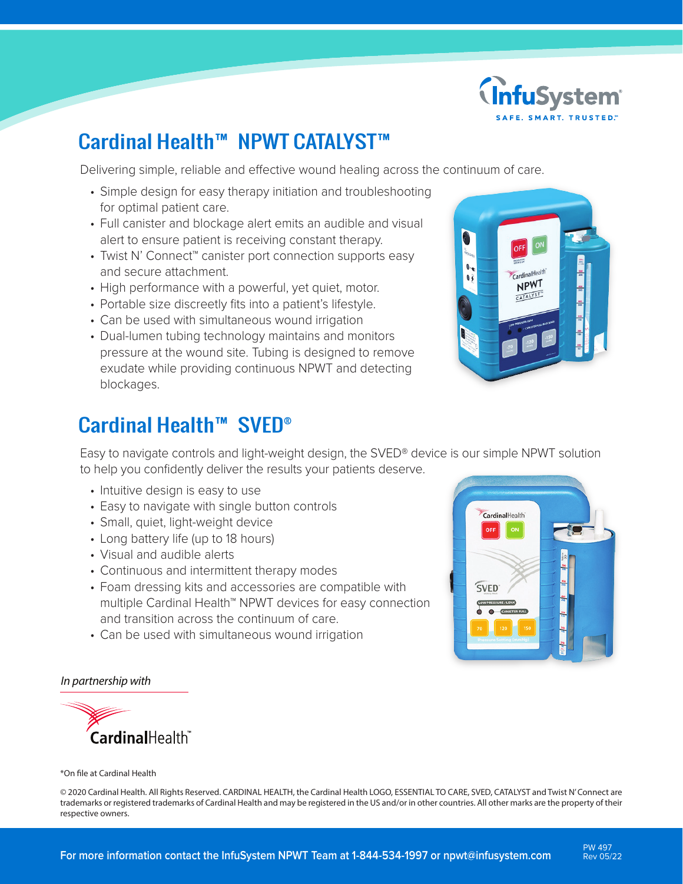## Cardinal Health™ NPWT CATALYST™

Delivering simple, reliable and effective wound healing across the continuum of care.

- Simple design for easy therapy initiation and troubleshooting for optimal patient care.
- Full canister and blockage alert emits an audible and visual alert to ensure patient is receiving constant therapy.
- Twist N' Connect™ canister port connection supports easy and secure attachment.
- High performance with a powerful, yet quiet, motor.
- Portable size discreetly fits into a patient's lifestyle.
- Can be used with simultaneous wound irrigation
- Dual-lumen tubing technology maintains and monitors pressure at the wound site. Tubing is designed to remove exudate while providing continuous NPWT and detecting blockages.

## Cardinal Health™ SVED®

Easy to navigate controls and light-weight design, the SVED® device is our simple NPWT solution to help you confidently deliver the results your patients deserve.

- Intuitive design is easy to use
- Easy to navigate with single button controls
- Small, quiet, light-weight device
- Long battery life (up to 18 hours)
- Visual and audible alerts
- Continuous and intermittent therapy modes
- Foam dressing kits and accessories are compatible with multiple Cardinal Health™ NPWT devices for easy connection and transition across the continuum of care.
- Can be used with simultaneous wound irrigation

*In partnership with*

CardinalHealth™

*On file at Cardinal Health

© 2020 Cardinal Health. All Rights Reserved. CARDINAL HEALTH, the Cardinal Health LOGO, ESSENTIAL TO CARE, SVED, CATALYST and Twist N' Connect are trademarks or registered trademarks of Cardinal Health and may be registered in the US and/or in other countries. All other marks are the property of their respective owners.

**For more information contact the InfuSystem NPWT Team at 1-844-534-1997 or npwt@infusystem.com**

PW 497
Rev 05/22